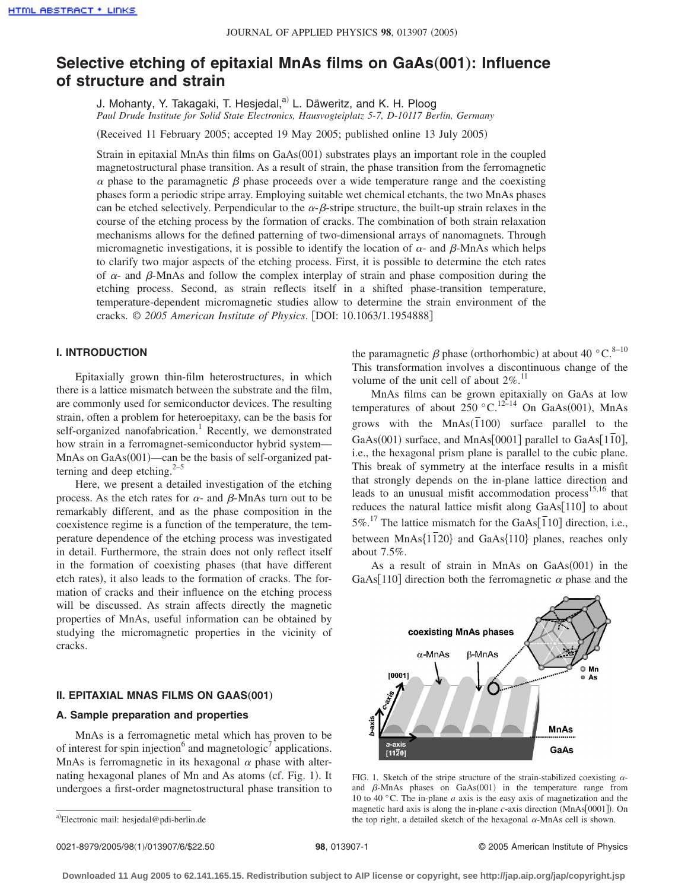# Selective etching of epitaxial MnAs films on GaAs(001): Influence of structure and strain

J. Mohanty, Y. Takagaki, T. Hesjedal,[a] L. Däweritz, and K. H. Ploog

*Paul Drude Institute for Solid State Electronics, Hausvogteiplatz 5-7, D-10117 Berlin, Germany*

(Received 11 February 2005; accepted 19 May 2005; published online 13 July 2005)

Strain in epitaxial MnAs thin films on GaAs(001) substrates plays an important role in the coupled magnetostructural phase transition. As a result of strain, the phase transition from the ferromagnetic $\alpha$ phase to the paramagnetic $\beta$ phase proceeds over a wide temperature range and the coexisting phases form a periodic stripe array. Employing suitable wet chemical etchants, the two MnAs phases can be etched selectively. Perpendicular to the $\alpha$-$\beta$-stripe structure, the built-up strain relaxes in the course of the etching process by the formation of cracks. The combination of both strain relaxation mechanisms allows for the defined patterning of two-dimensional arrays of nanomagnets. Through micromagnetic investigations, it is possible to identify the location of $\alpha$- and $\beta$-MnAs which helps to clarify two major aspects of the etching process. First, it is possible to determine the etch rates of $\alpha$- and $\beta$-MnAs and follow the complex interplay of strain and phase composition during the etching process. Second, as strain reflects itself in a shifted phase-transition temperature, temperature-dependent micromagnetic studies allow to determine the strain environment of the cracks. © *2005 American Institute of Physics*. [DOI: 10.1063/1.1954888]

## I. INTRODUCTION

Epitaxially grown thin-film heterostructures, in which there is a lattice mismatch between the substrate and the film, are commonly used for semiconductor devices. The resulting strain, often a problem for heteroepitaxy, can be the basis for self-organized nanofabrication.[1] Recently, we demonstrated how strain in a ferromagnet-semiconductor hybrid system—MnAs on GaAs(001)—can be the basis of self-organized patterning and deep etching.[2–5]

Here, we present a detailed investigation of the etching process. As the etch rates for $\alpha$- and $\beta$-MnAs turn out to be remarkably different, and as the phase composition in the coexistence regime is a function of the temperature, the temperature dependence of the etching process was investigated in detail. Furthermore, the strain does not only reflect itself in the formation of coexisting phases (that have different etch rates), it also leads to the formation of cracks. The formation of cracks and their influence on the etching process will be discussed. As strain affects directly the magnetic properties of MnAs, useful information can be obtained by studying the micromagnetic properties in the vicinity of cracks.

## II. EPITAXIAL MNAS FILMS ON GAAS(001)

### A. Sample preparation and properties

MnAs is a ferromagnetic metal which has proven to be of interest for spin injection[6] and magnetologic[7] applications. MnAs is ferromagnetic in its hexagonal $\alpha$ phase with alternating hexagonal planes of Mn and As atoms (cf. Fig. 1). It undergoes a first-order magnetostructural phase transition to the paramagnetic $\beta$ phase (orthorhombic) at about 40 °C.[8–10] This transformation involves a discontinuous change of the volume of the unit cell of about 2%.[11]

MnAs films can be grown epitaxially on GaAs at low temperatures of about 250 °C.[12–14] On GaAs(001), MnAs grows with the MnAs($\bar{1}100$) surface parallel to the GaAs(001) surface, and MnAs[0001] parallel to GaAs[$1\bar{1}0$], i.e., the hexagonal prism plane is parallel to the cubic plane. This break of symmetry at the interface results in a misfit that strongly depends on the in-plane lattice direction and leads to an unusual misfit accommodation process[15,16] that reduces the natural lattice misfit along GaAs[110] to about 5%.[17] The lattice mismatch for the GaAs[$\bar{1}10$] direction, i.e., between MnAs{$1\bar{1}20$} and GaAs{110} planes, reaches only about 7.5%.

As a result of strain in MnAs on GaAs(001) in the GaAs[110] direction both the ferromagnetic $\alpha$ phase and the

FIG. 1. Sketch of the stripe structure of the strain-stabilized coexisting $\alpha$- and $\beta$-MnAs phases on GaAs(001) in the temperature range from 10 to 40 °C. The in-plane *a* axis is the easy axis of magnetization and the magnetic hard axis is along the in-plane *c*-axis direction (MnAs[0001]). On the top right, a detailed sketch of the hexagonal $\alpha$-MnAs cell is shown.

[a] Electronic mail: hesjedal@pdi-berlin.de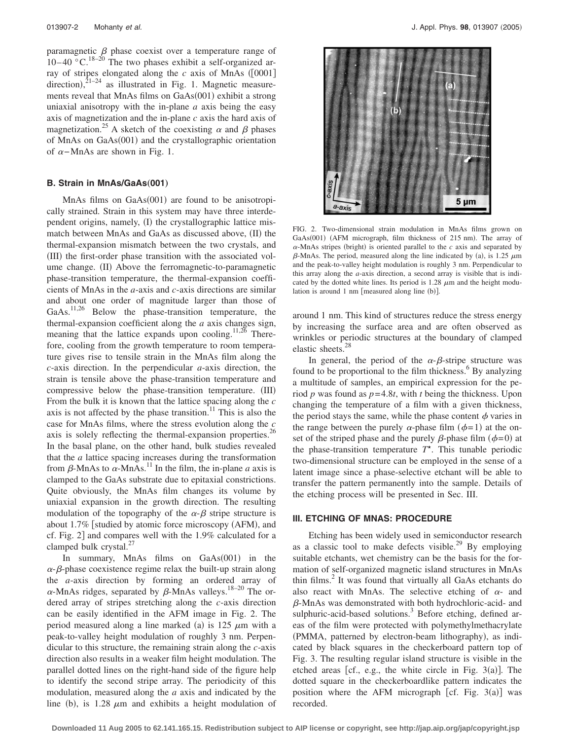paramagnetic $\beta$ phase coexist over a temperature range of 10–40 °C.[18–20] The two phases exhibit a self-organized array of stripes elongated along the $c$ axis of MnAs ([0001] direction),[21–24] as illustrated in Fig. 1. Magnetic measurements reveal that MnAs films on GaAs(001) exhibit a strong uniaxial anisotropy with the in-plane $a$ axis being the easy axis of magnetization and the in-plane $c$ axis the hard axis of magnetization.[25] A sketch of the coexisting $\alpha$ and $\beta$ phases of MnAs on GaAs(001) and the crystallographic orientation of $\alpha$-MnAs are shown in Fig. 1.

### B. Strain in MnAs/GaAs(001)

MnAs films on GaAs(001) are found to be anisotropically strained. Strain in this system may have three interdependent origins, namely, (I) the crystallographic lattice mismatch between MnAs and GaAs as discussed above, (II) the thermal-expansion mismatch between the two crystals, and (III) the first-order phase transition with the associated volume change. (II) Above the ferromagnetic-to-paramagnetic phase-transition temperature, the thermal-expansion coefficients of MnAs in the $a$-axis and $c$-axis directions are similar and about one order of magnitude larger than those of GaAs.[11,26] Below the phase-transition temperature, the thermal-expansion coefficient along the $a$ axis changes sign, meaning that the lattice expands upon cooling.[11,26] Therefore, cooling from the growth temperature to room temperature gives rise to tensile strain in the MnAs film along the $c$-axis direction. In the perpendicular $a$-axis direction, the strain is tensile above the phase-transition temperature and compressive below the phase-transition temperature. (III) From the bulk it is known that the lattice spacing along the $c$ axis is not affected by the phase transition.[11] This is also the case for MnAs films, where the stress evolution along the $c$ axis is solely reflecting the thermal-expansion properties.[26] In the basal plane, on the other hand, bulk studies revealed that the $a$ lattice spacing increases during the transformation from $\beta$-MnAs to $\alpha$-MnAs.[11] In the film, the in-plane $a$ axis is clamped to the GaAs substrate due to epitaxial constrictions. Quite obviously, the MnAs film changes its volume by uniaxial expansion in the growth direction. The resulting modulation of the topography of the $\alpha$-$\beta$ stripe structure is about 1.7% [studied by atomic force microscopy (AFM), and cf. Fig. 2] and compares well with the 1.9% calculated for a clamped bulk crystal.[27]

In summary, MnAs films on GaAs(001) in the $\alpha$-$\beta$-phase coexistence regime relax the built-up strain along the $a$-axis direction by forming an ordered array of $\alpha$-MnAs ridges, separated by $\beta$-MnAs valleys.[18–20] The ordered array of stripes stretching along the $c$-axis direction can be easily identified in the AFM image in Fig. 2. The period measured along a line marked (a) is 125 $\mu$m with a peak-to-valley height modulation of roughly 3 nm. Perpendicular to this structure, the remaining strain along the $c$-axis direction also results in a weaker film height modulation. The parallel dotted lines on the right-hand side of the figure help to identify the second stripe array. The periodicity of this modulation, measured along the $a$ axis and indicated by the line (b), is 1.28 $\mu$m and exhibits a height modulation of around 1 nm. This kind of structures reduce the stress energy by increasing the surface area and are often observed as wrinkles or periodic structures at the boundary of clamped elastic sheets.[28]

FIG. 2. Two-dimensional strain modulation in MnAs films grown on GaAs(001) (AFM micrograph, film thickness of 215 nm). The array of $\alpha$-MnAs stripes (bright) is oriented parallel to the $c$ axis and separated by $\beta$-MnAs. The period, measured along the line indicated by (a), is 1.25 $\mu$m and the peak-to-valley height modulation is roughly 3 nm. Perpendicular to this array along the $a$-axis direction, a second array is visible that is indicated by the dotted white lines. Its period is 1.28 $\mu$m and the height modulation is around 1 nm [measured along line (b)].

In general, the period of the $\alpha$-$\beta$-stripe structure was found to be proportional to the film thickness.[6] By analyzing a multitude of samples, an empirical expression for the period $p$ was found as $p=4.8t$, with $t$ being the thickness. Upon changing the temperature of a film with a given thickness, the period stays the same, while the phase content $\phi$ varies in the range between the purely $\alpha$-phase film ($\phi=1$) at the onset of the striped phase and the purely $\beta$-phase film ($\phi=0$) at the phase-transition temperature $T^{\star}$. This tunable periodic two-dimensional structure can be employed in the sense of a latent image since a phase-selective etchant will be able to transfer the pattern permanently into the sample. Details of the etching process will be presented in Sec. III.

## III. ETCHING OF MNAS: PROCEDURE

Etching has been widely used in semiconductor research as a classic tool to make defects visible.[29] By employing suitable etchants, wet chemistry can be the basis for the formation of self-organized magnetic island structures in MnAs thin films.[2] It was found that virtually all GaAs etchants do also react with MnAs. The selective etching of $\alpha$- and $\beta$-MnAs was demonstrated with both hydrochloric-acid- and sulphuric-acid-based solutions.[3] Before etching, defined areas of the film were protected with polymethylmethacrylate (PMMA, patterned by electron-beam lithography), as indicated by black squares in the checkerboard pattern top of Fig. 3. The resulting regular island structure is visible in the etched areas [cf., e.g., the white circle in Fig. 3(a)]. The dotted square in the checkerboardlike pattern indicates the position where the AFM micrograph [cf. Fig. 3(a)] was recorded.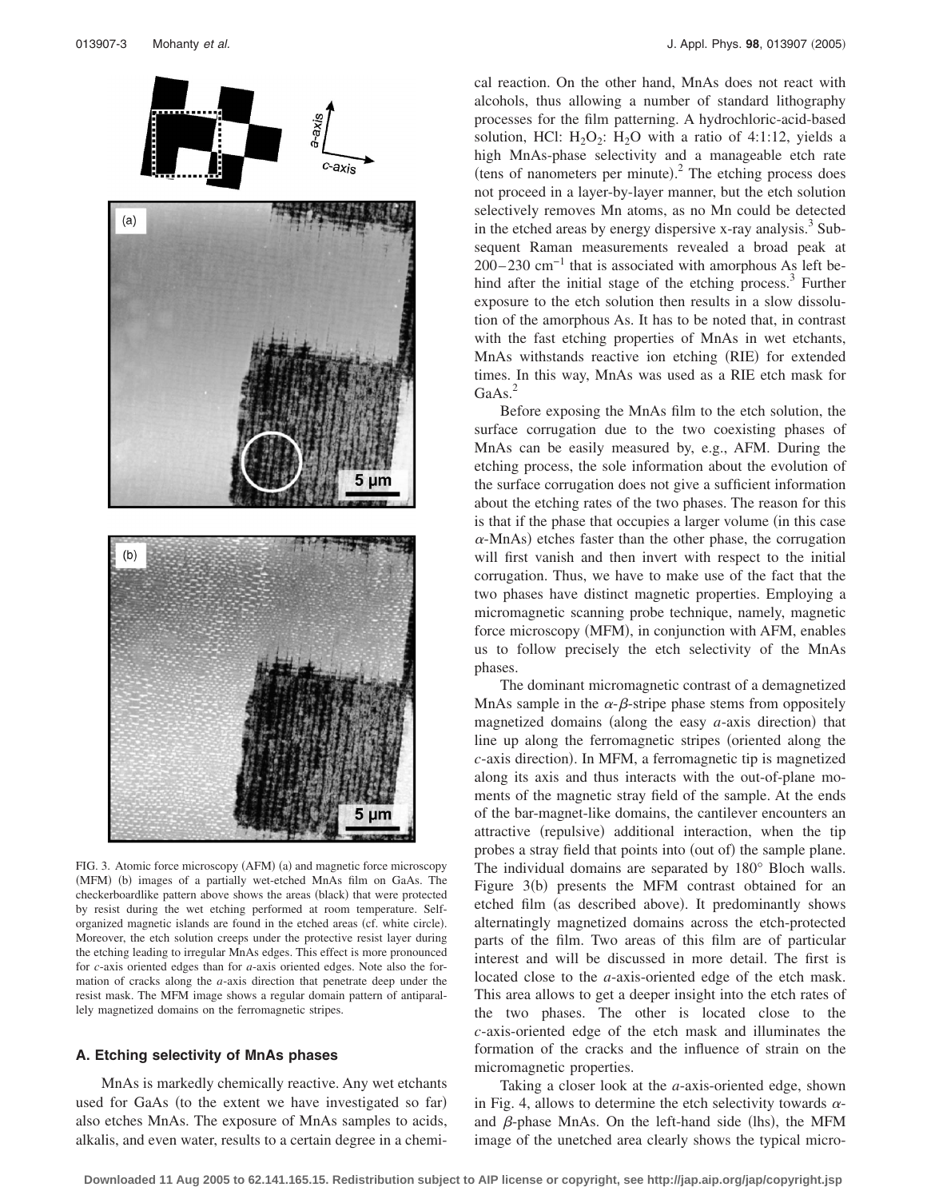FIG. 3. Atomic force microscopy (AFM) (a) and magnetic force microscopy (MFM) (b) images of a partially wet-etched MnAs film on GaAs. The checkerboardlike pattern above shows the areas (black) that were protected by resist during the wet etching performed at room temperature. Self-organized magnetic islands are found in the etched areas (cf. white circle). Moreover, the etch solution creeps under the protective resist layer during the etching leading to irregular MnAs edges. This effect is more pronounced for *c*-axis oriented edges than for *a*-axis oriented edges. Note also the formation of cracks along the *a*-axis direction that penetrate deep under the resist mask. The MFM image shows a regular domain pattern of antiparallely magnetized domains on the ferromagnetic stripes.

### A. Etching selectivity of MnAs phases

MnAs is markedly chemically reactive. Any wet etchants used for GaAs (to the extent we have investigated so far) also etches MnAs. The exposure of MnAs samples to acids, alkalis, and even water, results to a certain degree in a chemical reaction. On the other hand, MnAs does not react with alcohols, thus allowing a number of standard lithography processes for the film patterning. A hydrochloric-acid-based solution, HCl: $H_2O_2$: $H_2O$ with a ratio of 4:1:12, yields a high MnAs-phase selectivity and a manageable etch rate (tens of nanometers per minute).[2] The etching process does not proceed in a layer-by-layer manner, but the etch solution selectively removes Mn atoms, as no Mn could be detected in the etched areas by energy dispersive x-ray analysis.[3] Subsequent Raman measurements revealed a broad peak at 200–230 $cm^{-1}$ that is associated with amorphous As left behind after the initial stage of the etching process.[3] Further exposure to the etch solution then results in a slow dissolution of the amorphous As. It has to be noted that, in contrast with the fast etching properties of MnAs in wet etchants, MnAs withstands reactive ion etching (RIE) for extended times. In this way, MnAs was used as a RIE etch mask for GaAs.[2]

Before exposing the MnAs film to the etch solution, the surface corrugation due to the two coexisting phases of MnAs can be easily measured by, e.g., AFM. During the etching process, the sole information about the evolution of the surface corrugation does not give a sufficient information about the etching rates of the two phases. The reason for this is that if the phase that occupies a larger volume (in this case $\alpha$-MnAs) etches faster than the other phase, the corrugation will first vanish and then invert with respect to the initial corrugation. Thus, we have to make use of the fact that the two phases have distinct magnetic properties. Employing a micromagnetic scanning probe technique, namely, magnetic force microscopy (MFM), in conjunction with AFM, enables us to follow precisely the etch selectivity of the MnAs phases.

The dominant micromagnetic contrast of a demagnetized MnAs sample in the $\alpha$-$\beta$-stripe phase stems from oppositely magnetized domains (along the easy *a*-axis direction) that line up along the ferromagnetic stripes (oriented along the *c*-axis direction). In MFM, a ferromagnetic tip is magnetized along its axis and thus interacts with the out-of-plane moments of the magnetic stray field of the sample. At the ends of the bar-magnet-like domains, the cantilever encounters an attractive (repulsive) additional interaction, when the tip probes a stray field that points into (out of) the sample plane. The individual domains are separated by 180° Bloch walls. Figure 3(b) presents the MFM contrast obtained for an etched film (as described above). It predominantly shows alternatingly magnetized domains across the etch-protected parts of the film. Two areas of this film are of particular interest and will be discussed in more detail. The first is located close to the *a*-axis-oriented edge of the etch mask. This area allows to get a deeper insight into the etch rates of the two phases. The other is located close to the *c*-axis-oriented edge of the etch mask and illuminates the formation of the cracks and the influence of strain on the micromagnetic properties.

Taking a closer look at the *a*-axis-oriented edge, shown in Fig. 4, allows to determine the etch selectivity towards $\alpha$- and $\beta$-phase MnAs. On the left-hand side (lhs), the MFM image of the unetched area clearly shows the typical micro-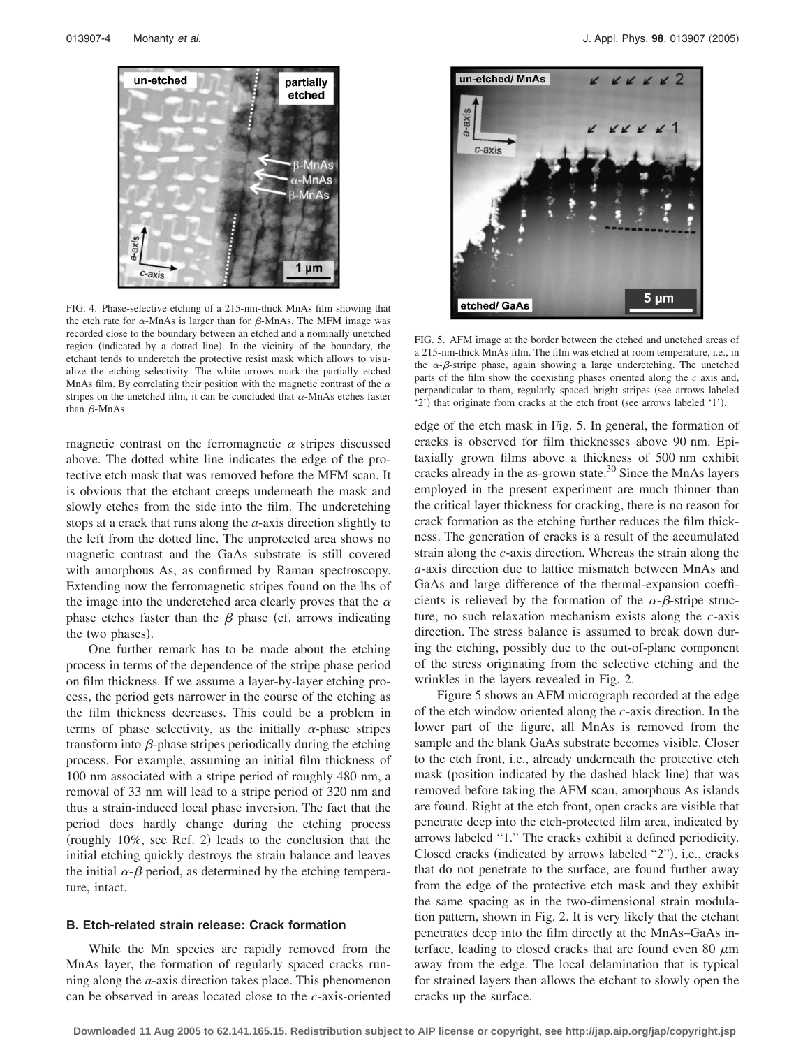FIG. 4. Phase-selective etching of a 215-nm-thick MnAs film showing that the etch rate for α-MnAs is larger than for β-MnAs. The MFM image was recorded close to the boundary between an etched and a nominally unetched region (indicated by a dotted line). In the vicinity of the boundary, the etchant tends to underetch the protective resist mask which allows to visualize the etching selectivity. The white arrows mark the partially etched MnAs film. By correlating their position with the magnetic contrast of the α stripes on the unetched film, it can be concluded that α-MnAs etches faster than β-MnAs.

FIG. 5. AFM image at the border between the etched and unetched areas of a 215-nm-thick MnAs film. The film was etched at room temperature, i.e., in the α-β-stripe phase, again showing a large underetching. The unetched parts of the film show the coexisting phases oriented along the *c* axis and, perpendicular to them, regularly spaced bright stripes (see arrows labeled '2') that originate from cracks at the etch front (see arrows labeled '1').

magnetic contrast on the ferromagnetic α stripes discussed above. The dotted white line indicates the edge of the protective etch mask that was removed before the MFM scan. It is obvious that the etchant creeps underneath the mask and slowly etches from the side into the film. The underetching stops at a crack that runs along the *a*-axis direction slightly to the left from the dotted line. The unprotected area shows no magnetic contrast and the GaAs substrate is still covered with amorphous As, as confirmed by Raman spectroscopy. Extending now the ferromagnetic stripes found on the lhs of the image into the underetched area clearly proves that the α phase etches faster than the β phase (cf. arrows indicating the two phases).

One further remark has to be made about the etching process in terms of the dependence of the stripe phase period on film thickness. If we assume a layer-by-layer etching process, the period gets narrower in the course of the etching as the film thickness decreases. This could be a problem in terms of phase selectivity, as the initially α-phase stripes transform into β-phase stripes periodically during the etching process. For example, assuming an initial film thickness of 100 nm associated with a stripe period of roughly 480 nm, a removal of 33 nm will lead to a stripe period of 320 nm and thus a strain-induced local phase inversion. The fact that the period does hardly change during the etching process (roughly 10%, see Ref. 2) leads to the conclusion that the initial etching quickly destroys the strain balance and leaves the initial α-β period, as determined by the etching temperature, intact.

### B. Etch-related strain release: Crack formation

While the Mn species are rapidly removed from the MnAs layer, the formation of regularly spaced cracks running along the *a*-axis direction takes place. This phenomenon can be observed in areas located close to the *c*-axis-oriented edge of the etch mask in Fig. 5. In general, the formation of cracks is observed for film thicknesses above 90 nm. Epitaxially grown films above a thickness of 500 nm exhibit cracks already in the as-grown state.[30] Since the MnAs layers employed in the present experiment are much thinner than the critical layer thickness for cracking, there is no reason for crack formation as the etching further reduces the film thickness. The generation of cracks is a result of the accumulated strain along the *c*-axis direction. Whereas the strain along the *a*-axis direction due to lattice mismatch between MnAs and GaAs and large difference of the thermal-expansion coefficients is relieved by the formation of the α-β-stripe structure, no such relaxation mechanism exists along the *c*-axis direction. The stress balance is assumed to break down during the etching, possibly due to the out-of-plane component of the stress originating from the selective etching and the wrinkles in the layers revealed in Fig. 2.

Figure 5 shows an AFM micrograph recorded at the edge of the etch window oriented along the *c*-axis direction. In the lower part of the figure, all MnAs is removed from the sample and the blank GaAs substrate becomes visible. Closer to the etch front, i.e., already underneath the protective etch mask (position indicated by the dashed black line) that was removed before taking the AFM scan, amorphous As islands are found. Right at the etch front, open cracks are visible that penetrate deep into the etch-protected film area, indicated by arrows labeled "1." The cracks exhibit a defined periodicity. Closed cracks (indicated by arrows labeled "2"), i.e., cracks that do not penetrate to the surface, are found further away from the edge of the protective etch mask and they exhibit the same spacing as in the two-dimensional strain modulation pattern, shown in Fig. 2. It is very likely that the etchant penetrates deep into the film directly at the MnAs–GaAs interface, leading to closed cracks that are found even 80 μm away from the edge. The local delamination that is typical for strained layers then allows the etchant to slowly open the cracks up the surface.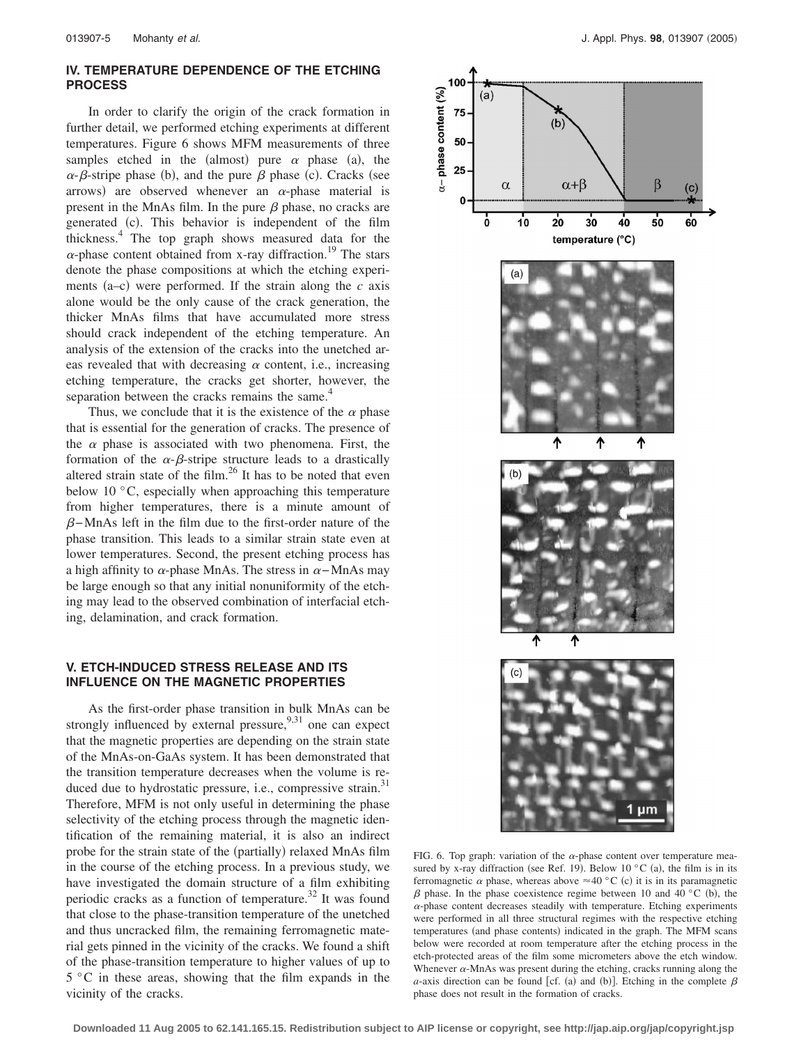## IV. TEMPERATURE DEPENDENCE OF THE ETCHING PROCESS

In order to clarify the origin of the crack formation in further detail, we performed etching experiments at different temperatures. Figure 6 shows MFM measurements of three samples etched in the (almost) pure $\alpha$ phase (a), the $\alpha$-$\beta$-stripe phase (b), and the pure $\beta$ phase (c). Cracks (see arrows) are observed whenever an $\alpha$-phase material is present in the MnAs film. In the pure $\beta$ phase, no cracks are generated (c). This behavior is independent of the film thickness.[4] The top graph shows measured data for the $\alpha$-phase content obtained from x-ray diffraction.[19] The stars denote the phase compositions at which the etching experiments (a–c) were performed. If the strain along the $c$ axis alone would be the only cause of the crack generation, the thicker MnAs films that have accumulated more stress should crack independent of the etching temperature. An analysis of the extension of the cracks into the unetched areas revealed that with decreasing $\alpha$ content, i.e., increasing etching temperature, the cracks get shorter, however, the separation between the cracks remains the same.[4]

Thus, we conclude that it is the existence of the $\alpha$ phase that is essential for the generation of cracks. The presence of the $\alpha$ phase is associated with two phenomena. First, the formation of the $\alpha$-$\beta$-stripe structure leads to a drastically altered strain state of the film.[26] It has to be noted that even below 10 °C, especially when approaching this temperature from higher temperatures, there is a minute amount of $\beta$–MnAs left in the film due to the first-order nature of the phase transition. This leads to a similar strain state even at lower temperatures. Second, the present etching process has a high affinity to $\alpha$-phase MnAs. The stress in $\alpha$–MnAs may be large enough so that any initial nonuniformity of the etching may lead to the observed combination of interfacial etching, delamination, and crack formation.

## V. ETCH-INDUCED STRESS RELEASE AND ITS INFLUENCE ON THE MAGNETIC PROPERTIES

As the first-order phase transition in bulk MnAs can be strongly influenced by external pressure,[9,31] one can expect that the magnetic properties are depending on the strain state of the MnAs-on-GaAs system. It has been demonstrated that the transition temperature decreases when the volume is reduced due to hydrostatic pressure, i.e., compressive strain.[31] Therefore, MFM is not only useful in determining the phase selectivity of the etching process through the magnetic identification of the remaining material, it is also an indirect probe for the strain state of the (partially) relaxed MnAs film in the course of the etching process. In a previous study, we have investigated the domain structure of a film exhibiting periodic cracks as a function of temperature.[32] It was found that close to the phase-transition temperature of the unetched and thus uncracked film, the remaining ferromagnetic material gets pinned in the vicinity of the cracks. We found a shift of the phase-transition temperature to higher values of up to 5 °C in these areas, showing that the film expands in the vicinity of the cracks.

FIG. 6. Top graph: variation of the $\alpha$-phase content over temperature measured by x-ray diffraction (see Ref. 19). Below 10 °C (a), the film is in its ferromagnetic $\alpha$ phase, whereas above $\approx$40 °C (c) it is in its paramagnetic $\beta$ phase. In the phase coexistence regime between 10 and 40 °C (b), the $\alpha$-phase content decreases steadily with temperature. Etching experiments were performed in all three structural regimes with the respective etching temperatures (and phase contents) indicated in the graph. The MFM scans below were recorded at room temperature after the etching process in the etch-protected areas of the film some micrometers above the etch window. Whenever $\alpha$-MnAs was present during the etching, cracks running along the $a$-axis direction can be found [cf. (a) and (b)]. Etching in the complete $\beta$ phase does not result in the formation of cracks.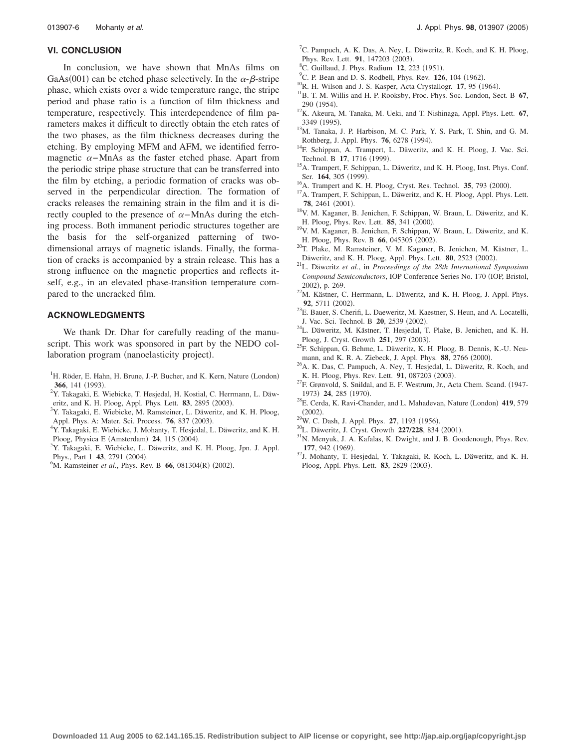## VI. CONCLUSION

In conclusion, we have shown that MnAs films on GaAs(001) can be etched phase selectively. In the $\alpha$-$\beta$-stripe phase, which exists over a wide temperature range, the stripe period and phase ratio is a function of film thickness and temperature, respectively. This interdependence of film parameters makes it difficult to directly obtain the etch rates of the two phases, as the film thickness decreases during the etching. By employing MFM and AFM, we identified ferromagnetic $\alpha-$MnAs as the faster etched phase. Apart from the periodic stripe phase structure that can be transferred into the film by etching, a periodic formation of cracks was observed in the perpendicular direction. The formation of cracks releases the remaining strain in the film and it is directly coupled to the presence of $\alpha-$MnAs during the etching process. Both immanent periodic structures together are the basis for the self-organized patterning of two-dimensional arrays of magnetic islands. Finally, the formation of cracks is accompanied by a strain release. This has a strong influence on the magnetic properties and reflects itself, e.g., in an elevated phase-transition temperature compared to the uncracked film.

## ACKNOWLEDGMENTS

We thank Dr. Dhar for carefully reading of the manuscript. This work was sponsored in part by the NEDO collaboration program (nanoelasticity project).

[1] H. Röder, E. Hahn, H. Brune, J.-P. Bucher, and K. Kern, Nature (London) **366**, 141 (1993).

[2] Y. Takagaki, E. Wiebicke, T. Hesjedal, H. Kostial, C. Herrmann, L. Däweritz, and K. H. Ploog, Appl. Phys. Lett. **83**, 2895 (2003).

[3] Y. Takagaki, E. Wiebicke, M. Ramsteiner, L. Däweritz, and K. H. Ploog, Appl. Phys. A: Mater. Sci. Process. **76**, 837 (2003).

[4] Y. Takagaki, E. Wiebicke, J. Mohanty, T. Hesjedal, L. Däweritz, and K. H. Ploog, Physica E (Amsterdam) **24**, 115 (2004).

[5] Y. Takagaki, E. Wiebicke, L. Däweritz, and K. H. Ploog, Jpn. J. Appl. Phys., Part 1 **43**, 2791 (2004).

[6] M. Ramsteiner *et al.*, Phys. Rev. B **66**, 081304(R) (2002).

[7] C. Pampuch, A. K. Das, A. Ney, L. Däweritz, R. Koch, and K. H. Ploog, Phys. Rev. Lett. **91**, 147203 (2003).

[8] C. Guillaud, J. Phys. Radium **12**, 223 (1951).

[9] C. P. Bean and D. S. Rodbell, Phys. Rev. **126**, 104 (1962).

[10] R. H. Wilson and J. S. Kasper, Acta Crystallogr. **17**, 95 (1964).

[11] B. T. M. Willis and H. P. Rooksby, Proc. Phys. Soc. London, Sect. B **67**, 290 (1954).

[12] K. Akeura, M. Tanaka, M. Ueki, and T. Nishinaga, Appl. Phys. Lett. **67**, 3349 (1995).

[13] M. Tanaka, J. P. Harbison, M. C. Park, Y. S. Park, T. Shin, and G. M. Rothberg, J. Appl. Phys. **76**, 6278 (1994).

[14] F. Schippan, A. Trampert, L. Däweritz, and K. H. Ploog, J. Vac. Sci. Technol. B **17**, 1716 (1999).

[15] A. Trampert, F. Schippan, L. Däweritz, and K. H. Ploog, Inst. Phys. Conf. Ser. **164**, 305 (1999).

[16] A. Trampert and K. H. Ploog, Cryst. Res. Technol. **35**, 793 (2000).

[17] A. Trampert, F. Schippan, L. Däweritz, and K. H. Ploog, Appl. Phys. Lett. **78**, 2461 (2001).

[18] V. M. Kaganer, B. Jenichen, F. Schippan, W. Braun, L. Däweritz, and K. H. Ploog, Phys. Rev. Lett. **85**, 341 (2000).

[19] V. M. Kaganer, B. Jenichen, F. Schippan, W. Braun, L. Däweritz, and K. H. Ploog, Phys. Rev. B **66**, 045305 (2002).

[20] T. Plake, M. Ramsteiner, V. M. Kaganer, B. Jenichen, M. Kästner, L. Däweritz, and K. H. Ploog, Appl. Phys. Lett. **80**, 2523 (2002).

[21] L. Däweritz *et al.*, in *Proceedings of the 28th International Symposium Compound Semiconductors*, IOP Conference Series No. 170 (IOP, Bristol, 2002), p. 269.

[22] M. Kästner, C. Herrmann, L. Däweritz, and K. H. Ploog, J. Appl. Phys. **92**, 5711 (2002).

[23] E. Bauer, S. Cherifi, L. Daeweritz, M. Kaestner, S. Heun, and A. Locatelli, J. Vac. Sci. Technol. B **20**, 2539 (2002).

[24] L. Däweritz, M. Kästner, T. Hesjedal, T. Plake, B. Jenichen, and K. H. Ploog, J. Cryst. Growth **251**, 297 (2003).

[25] F. Schippan, G. Behme, L. Däweritz, K. H. Ploog, B. Dennis, K.-U. Neumann, and K. R. A. Ziebeck, J. Appl. Phys. **88**, 2766 (2000).

[26] A. K. Das, C. Pampuch, A. Ney, T. Hesjedal, L. Däweritz, R. Koch, and K. H. Ploog, Phys. Rev. Lett. **91**, 087203 (2003).

[27] F. Grønvold, S. Snildal, and E. F. Westrum, Jr., Acta Chem. Scand. (1947-1973) **24**, 285 (1970).

[28] E. Cerda, K. Ravi-Chander, and L. Mahadevan, Nature (London) **419**, 579 (2002).

[29] W. C. Dash, J. Appl. Phys. **27**, 1193 (1956).

[30] L. Däweritz, J. Cryst. Growth **227/228**, 834 (2001).

[31] N. Menyuk, J. A. Kafalas, K. Dwight, and J. B. Goodenough, Phys. Rev. **177**, 942 (1969).

[32] J. Mohanty, T. Hesjedal, Y. Takagaki, R. Koch, L. Däweritz, and K. H. Ploog, Appl. Phys. Lett. **83**, 2829 (2003).